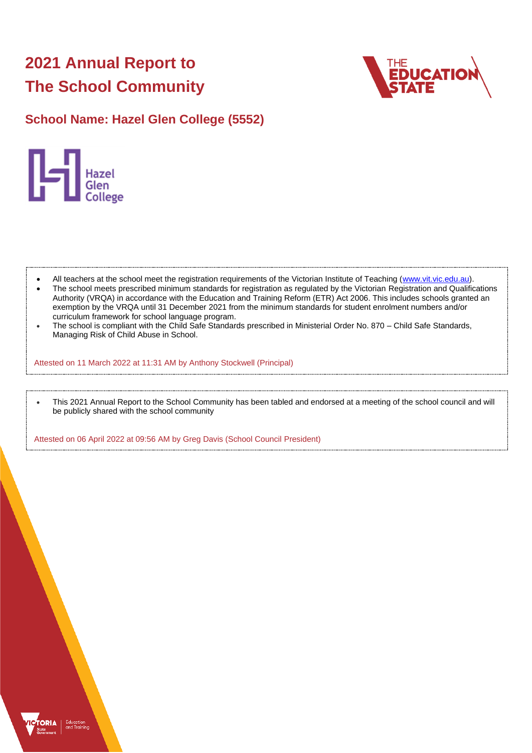# 2021 Annual Report to The School Community

## School Name: Hazel Glen College (5552)

- All teachers at the school meet the registration requirements of the Victorian Institute of Teaching (www.vit.vic.edu.au).
- The school meets prescribed minimum standards for registration as regulated by the Victorian Registration and Qualifications Authority (VRQA) in accordance with the Education and Training Reform (ETR) Act 2006. This includes schools granted an exemption by the VRQA until 31 December 2021 from the minimum standards for student enrolment numbers and/or curriculum framework for school language program.
- The school is compliant with the Child Safe Standards prescribed in Ministerial Order No. 870 – Child Safe Standards, Managing Risk of Child Abuse in School.

Attested on 11 March 2022 at 11:31 AM by Anthony Stockwell (Principal)

- This 2021 Annual Report to the School Community has been tabled and endorsed at a meeting of the school council and will be publicly shared with the school community

Attested on 06 April 2022 at 09:56 AM by Greg Davis (School Council President)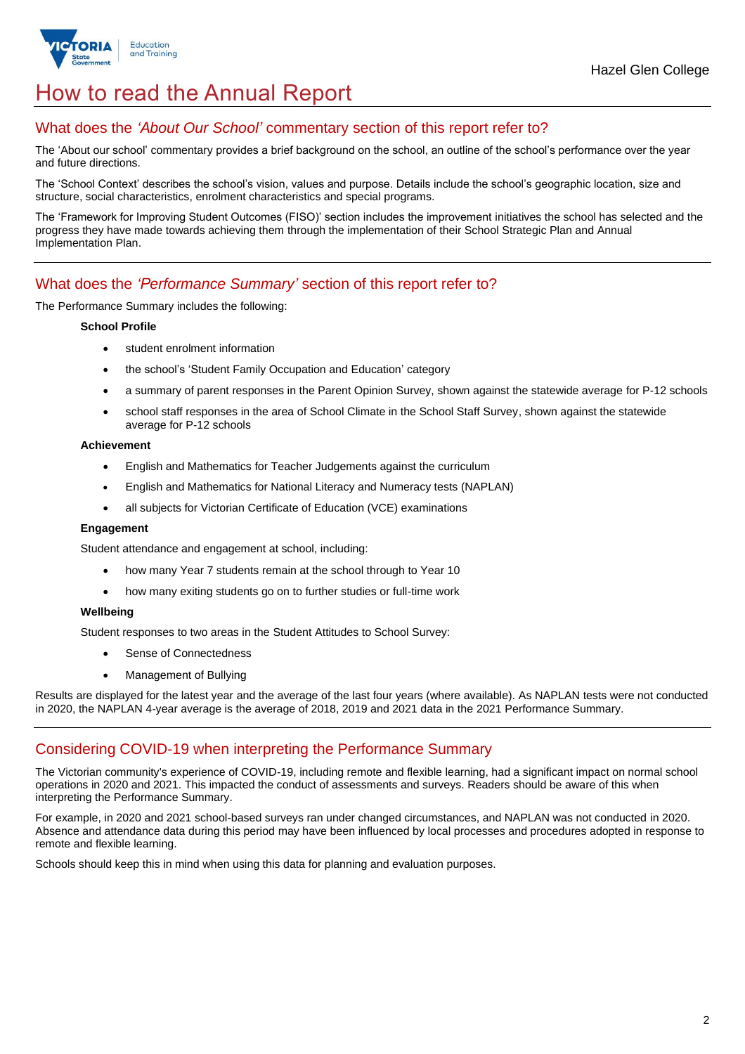# How to read the Annual Report

## What does the *'About Our School'* commentary section of this report refer to?

The 'About our school' commentary provides a brief background on the school, an outline of the school's performance over the year and future directions.

The 'School Context' describes the school's vision, values and purpose. Details include the school's geographic location, size and structure, social characteristics, enrolment characteristics and special programs.

The 'Framework for Improving Student Outcomes (FISO)' section includes the improvement initiatives the school has selected and the progress they have made towards achieving them through the implementation of their School Strategic Plan and Annual Implementation Plan.

## What does the *'Performance Summary'* section of this report refer to?

The Performance Summary includes the following:

**School Profile**

- student enrolment information
- the school's 'Student Family Occupation and Education' category
- a summary of parent responses in the Parent Opinion Survey, shown against the statewide average for P-12 schools
- school staff responses in the area of School Climate in the School Staff Survey, shown against the statewide average for P-12 schools

**Achievement**

- English and Mathematics for Teacher Judgements against the curriculum
- English and Mathematics for National Literacy and Numeracy tests (NAPLAN)
- all subjects for Victorian Certificate of Education (VCE) examinations

**Engagement**

Student attendance and engagement at school, including:

- how many Year 7 students remain at the school through to Year 10
- how many exiting students go on to further studies or full-time work

**Wellbeing**

Student responses to two areas in the Student Attitudes to School Survey:

- Sense of Connectedness
- Management of Bullying

Results are displayed for the latest year and the average of the last four years (where available). As NAPLAN tests were not conducted in 2020, the NAPLAN 4-year average is the average of 2018, 2019 and 2021 data in the 2021 Performance Summary.

## Considering COVID-19 when interpreting the Performance Summary

The Victorian community's experience of COVID-19, including remote and flexible learning, had a significant impact on normal school operations in 2020 and 2021. This impacted the conduct of assessments and surveys. Readers should be aware of this when interpreting the Performance Summary.

For example, in 2020 and 2021 school-based surveys ran under changed circumstances, and NAPLAN was not conducted in 2020. Absence and attendance data during this period may have been influenced by local processes and procedures adopted in response to remote and flexible learning.

Schools should keep this in mind when using this data for planning and evaluation purposes.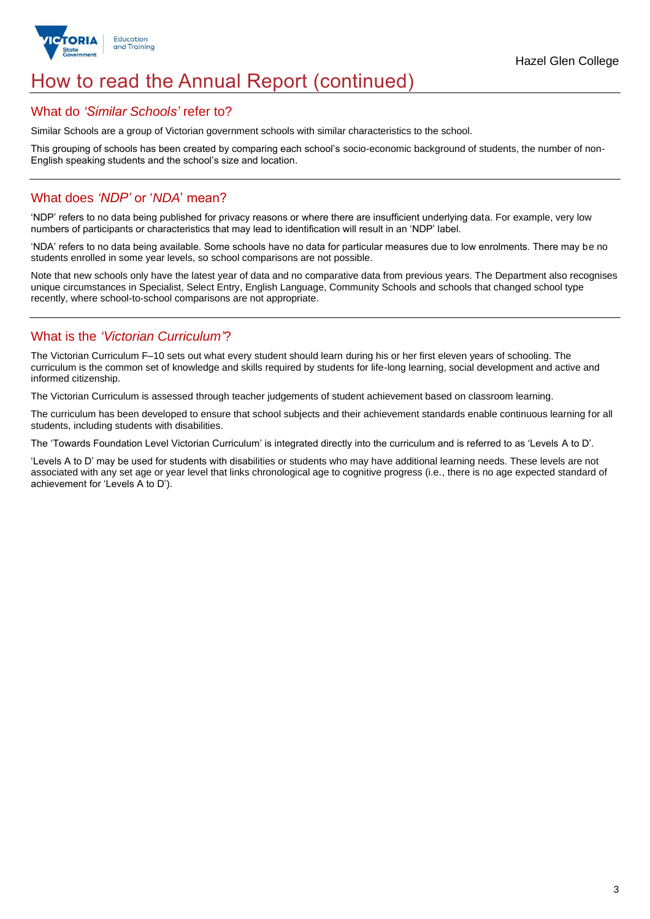# How to read the Annual Report (continued)

## What do *'Similar Schools'* refer to?

Similar Schools are a group of Victorian government schools with similar characteristics to the school.

This grouping of schools has been created by comparing each school's socio-economic background of students, the number of non-English speaking students and the school's size and location.

## What does *'NDP'* or '*NDA*' mean?

'NDP' refers to no data being published for privacy reasons or where there are insufficient underlying data. For example, very low numbers of participants or characteristics that may lead to identification will result in an 'NDP' label.

'NDA' refers to no data being available. Some schools have no data for particular measures due to low enrolments. There may be no students enrolled in some year levels, so school comparisons are not possible.

Note that new schools only have the latest year of data and no comparative data from previous years. The Department also recognises unique circumstances in Specialist, Select Entry, English Language, Community Schools and schools that changed school type recently, where school-to-school comparisons are not appropriate.

## What is the *'Victorian Curriculum'*?

The Victorian Curriculum F–10 sets out what every student should learn during his or her first eleven years of schooling. The curriculum is the common set of knowledge and skills required by students for life-long learning, social development and active and informed citizenship.

The Victorian Curriculum is assessed through teacher judgements of student achievement based on classroom learning.

The curriculum has been developed to ensure that school subjects and their achievement standards enable continuous learning for all students, including students with disabilities.

The 'Towards Foundation Level Victorian Curriculum' is integrated directly into the curriculum and is referred to as 'Levels A to D'.

'Levels A to D' may be used for students with disabilities or students who may have additional learning needs. These levels are not associated with any set age or year level that links chronological age to cognitive progress (i.e., there is no age expected standard of achievement for 'Levels A to D').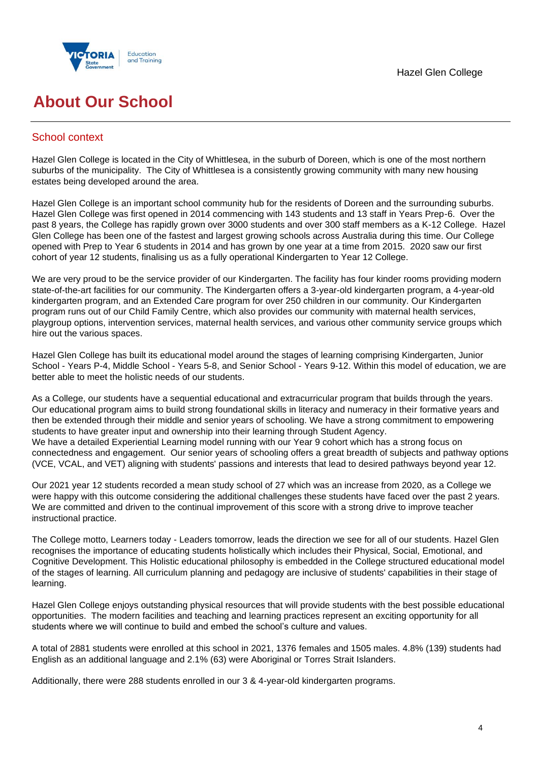# About Our School

## School context

Hazel Glen College is located in the City of Whittlesea, in the suburb of Doreen, which is one of the most northern suburbs of the municipality. The City of Whittlesea is a consistently growing community with many new housing estates being developed around the area.

Hazel Glen College is an important school community hub for the residents of Doreen and the surrounding suburbs. Hazel Glen College was first opened in 2014 commencing with 143 students and 13 staff in Years Prep-6. Over the past 8 years, the College has rapidly grown over 3000 students and over 300 staff members as a K-12 College. Hazel Glen College has been one of the fastest and largest growing schools across Australia during this time. Our College opened with Prep to Year 6 students in 2014 and has grown by one year at a time from 2015. 2020 saw our first cohort of year 12 students, finalising us as a fully operational Kindergarten to Year 12 College.

We are very proud to be the service provider of our Kindergarten. The facility has four kinder rooms providing modern state-of-the-art facilities for our community. The Kindergarten offers a 3-year-old kindergarten program, a 4-year-old kindergarten program, and an Extended Care program for over 250 children in our community. Our Kindergarten program runs out of our Child Family Centre, which also provides our community with maternal health services, playgroup options, intervention services, maternal health services, and various other community service groups which hire out the various spaces.

Hazel Glen College has built its educational model around the stages of learning comprising Kindergarten, Junior School - Years P-4, Middle School - Years 5-8, and Senior School - Years 9-12. Within this model of education, we are better able to meet the holistic needs of our students.

As a College, our students have a sequential educational and extracurricular program that builds through the years. Our educational program aims to build strong foundational skills in literacy and numeracy in their formative years and then be extended through their middle and senior years of schooling. We have a strong commitment to empowering students to have greater input and ownership into their learning through Student Agency.
We have a detailed Experiential Learning model running with our Year 9 cohort which has a strong focus on connectedness and engagement. Our senior years of schooling offers a great breadth of subjects and pathway options (VCE, VCAL, and VET) aligning with students' passions and interests that lead to desired pathways beyond year 12.

Our 2021 year 12 students recorded a mean study school of 27 which was an increase from 2020, as a College we were happy with this outcome considering the additional challenges these students have faced over the past 2 years. We are committed and driven to the continual improvement of this score with a strong drive to improve teacher instructional practice.

The College motto, Learners today - Leaders tomorrow, leads the direction we see for all of our students. Hazel Glen recognises the importance of educating students holistically which includes their Physical, Social, Emotional, and Cognitive Development. This Holistic educational philosophy is embedded in the College structured educational model of the stages of learning. All curriculum planning and pedagogy are inclusive of students' capabilities in their stage of learning.

Hazel Glen College enjoys outstanding physical resources that will provide students with the best possible educational opportunities. The modern facilities and teaching and learning practices represent an exciting opportunity for all students where we will continue to build and embed the school's culture and values.

A total of 2881 students were enrolled at this school in 2021, 1376 females and 1505 males. 4.8% (139) students had English as an additional language and 2.1% (63) were Aboriginal or Torres Strait Islanders.

Additionally, there were 288 students enrolled in our 3 & 4-year-old kindergarten programs.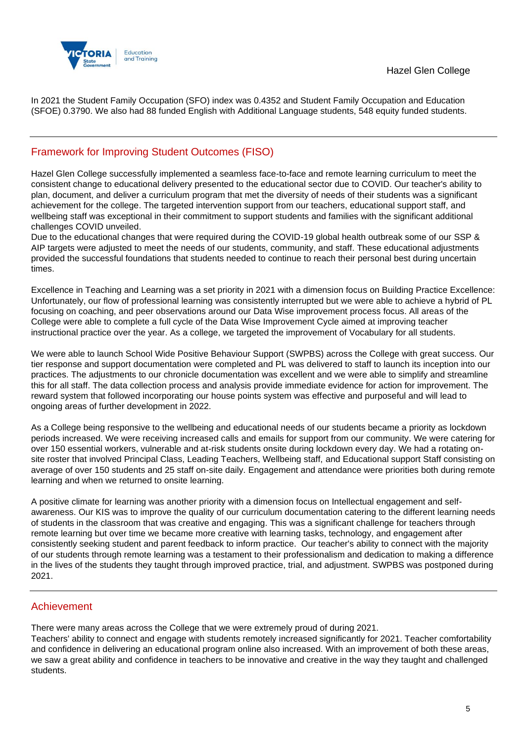In 2021 the Student Family Occupation (SFO) index was 0.4352 and Student Family Occupation and Education (SFOE) 0.3790. We also had 88 funded English with Additional Language students, 548 equity funded students.

## Framework for Improving Student Outcomes (FISO)

Hazel Glen College successfully implemented a seamless face-to-face and remote learning curriculum to meet the consistent change to educational delivery presented to the educational sector due to COVID. Our teacher's ability to plan, document, and deliver a curriculum program that met the diversity of needs of their students was a significant achievement for the college. The targeted intervention support from our teachers, educational support staff, and wellbeing staff was exceptional in their commitment to support students and families with the significant additional challenges COVID unveiled.
Due to the educational changes that were required during the COVID-19 global health outbreak some of our SSP & AIP targets were adjusted to meet the needs of our students, community, and staff. These educational adjustments provided the successful foundations that students needed to continue to reach their personal best during uncertain times.

Excellence in Teaching and Learning was a set priority in 2021 with a dimension focus on Building Practice Excellence: Unfortunately, our flow of professional learning was consistently interrupted but we were able to achieve a hybrid of PL focusing on coaching, and peer observations around our Data Wise improvement process focus. All areas of the College were able to complete a full cycle of the Data Wise Improvement Cycle aimed at improving teacher instructional practice over the year. As a college, we targeted the improvement of Vocabulary for all students.

We were able to launch School Wide Positive Behaviour Support (SWPBS) across the College with great success. Our tier response and support documentation were completed and PL was delivered to staff to launch its inception into our practices. The adjustments to our chronicle documentation was excellent and we were able to simplify and streamline this for all staff. The data collection process and analysis provide immediate evidence for action for improvement. The reward system that followed incorporating our house points system was effective and purposeful and will lead to ongoing areas of further development in 2022.

As a College being responsive to the wellbeing and educational needs of our students became a priority as lockdown periods increased. We were receiving increased calls and emails for support from our community. We were catering for over 150 essential workers, vulnerable and at-risk students onsite during lockdown every day. We had a rotating on-site roster that involved Principal Class, Leading Teachers, Wellbeing staff, and Educational support Staff consisting on average of over 150 students and 25 staff on-site daily. Engagement and attendance were priorities both during remote learning and when we returned to onsite learning.

A positive climate for learning was another priority with a dimension focus on Intellectual engagement and self-awareness. Our KIS was to improve the quality of our curriculum documentation catering to the different learning needs of students in the classroom that was creative and engaging. This was a significant challenge for teachers through remote learning but over time we became more creative with learning tasks, technology, and engagement after consistently seeking student and parent feedback to inform practice. Our teacher's ability to connect with the majority of our students through remote learning was a testament to their professionalism and dedication to making a difference in the lives of the students they taught through improved practice, trial, and adjustment. SWPBS was postponed during 2021.

## Achievement

There were many areas across the College that we were extremely proud of during 2021.
Teachers' ability to connect and engage with students remotely increased significantly for 2021. Teacher comfortability and confidence in delivering an educational program online also increased. With an improvement of both these areas, we saw a great ability and confidence in teachers to be innovative and creative in the way they taught and challenged students.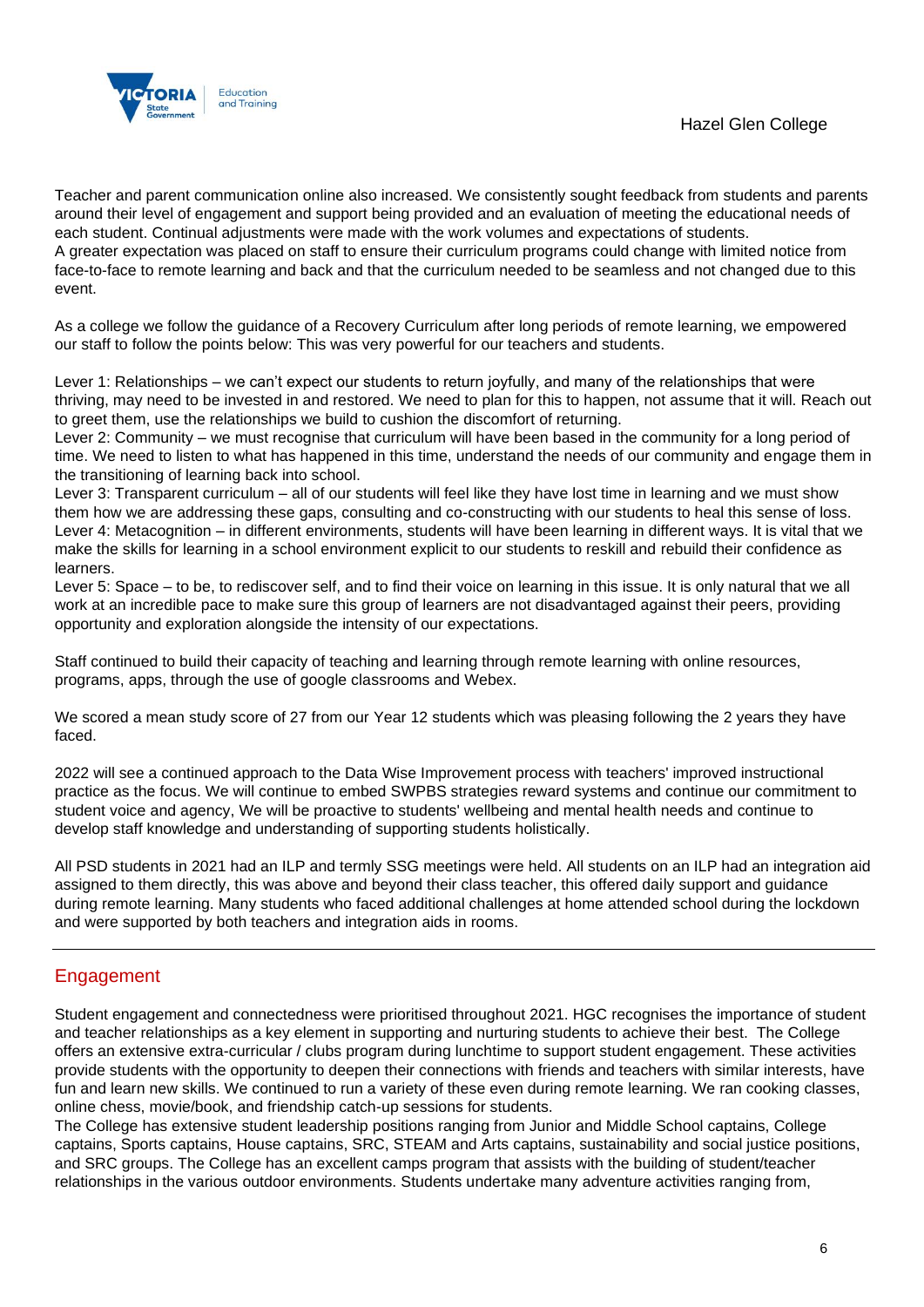Teacher and parent communication online also increased. We consistently sought feedback from students and parents around their level of engagement and support being provided and an evaluation of meeting the educational needs of each student. Continual adjustments were made with the work volumes and expectations of students.
A greater expectation was placed on staff to ensure their curriculum programs could change with limited notice from face-to-face to remote learning and back and that the curriculum needed to be seamless and not changed due to this event.

As a college we follow the guidance of a Recovery Curriculum after long periods of remote learning, we empowered our staff to follow the points below: This was very powerful for our teachers and students.

Lever 1: Relationships – we can't expect our students to return joyfully, and many of the relationships that were thriving, may need to be invested in and restored. We need to plan for this to happen, not assume that it will. Reach out to greet them, use the relationships we build to cushion the discomfort of returning.
Lever 2: Community – we must recognise that curriculum will have been based in the community for a long period of time. We need to listen to what has happened in this time, understand the needs of our community and engage them in the transitioning of learning back into school.
Lever 3: Transparent curriculum – all of our students will feel like they have lost time in learning and we must show them how we are addressing these gaps, consulting and co-constructing with our students to heal this sense of loss.
Lever 4: Metacognition – in different environments, students will have been learning in different ways. It is vital that we make the skills for learning in a school environment explicit to our students to reskill and rebuild their confidence as learners.
Lever 5: Space – to be, to rediscover self, and to find their voice on learning in this issue. It is only natural that we all work at an incredible pace to make sure this group of learners are not disadvantaged against their peers, providing opportunity and exploration alongside the intensity of our expectations.

Staff continued to build their capacity of teaching and learning through remote learning with online resources, programs, apps, through the use of google classrooms and Webex.

We scored a mean study score of 27 from our Year 12 students which was pleasing following the 2 years they have faced.

2022 will see a continued approach to the Data Wise Improvement process with teachers' improved instructional practice as the focus. We will continue to embed SWPBS strategies reward systems and continue our commitment to student voice and agency, We will be proactive to students' wellbeing and mental health needs and continue to develop staff knowledge and understanding of supporting students holistically.

All PSD students in 2021 had an ILP and termly SSG meetings were held. All students on an ILP had an integration aid assigned to them directly, this was above and beyond their class teacher, this offered daily support and guidance during remote learning. Many students who faced additional challenges at home attended school during the lockdown and were supported by both teachers and integration aids in rooms.

---

## Engagement

Student engagement and connectedness were prioritised throughout 2021. HGC recognises the importance of student and teacher relationships as a key element in supporting and nurturing students to achieve their best. The College offers an extensive extra-curricular / clubs program during lunchtime to support student engagement. These activities provide students with the opportunity to deepen their connections with friends and teachers with similar interests, have fun and learn new skills. We continued to run a variety of these even during remote learning. We ran cooking classes, online chess, movie/book, and friendship catch-up sessions for students.
The College has extensive student leadership positions ranging from Junior and Middle School captains, College captains, Sports captains, House captains, SRC, STEAM and Arts captains, sustainability and social justice positions, and SRC groups. The College has an excellent camps program that assists with the building of student/teacher relationships in the various outdoor environments. Students undertake many adventure activities ranging from,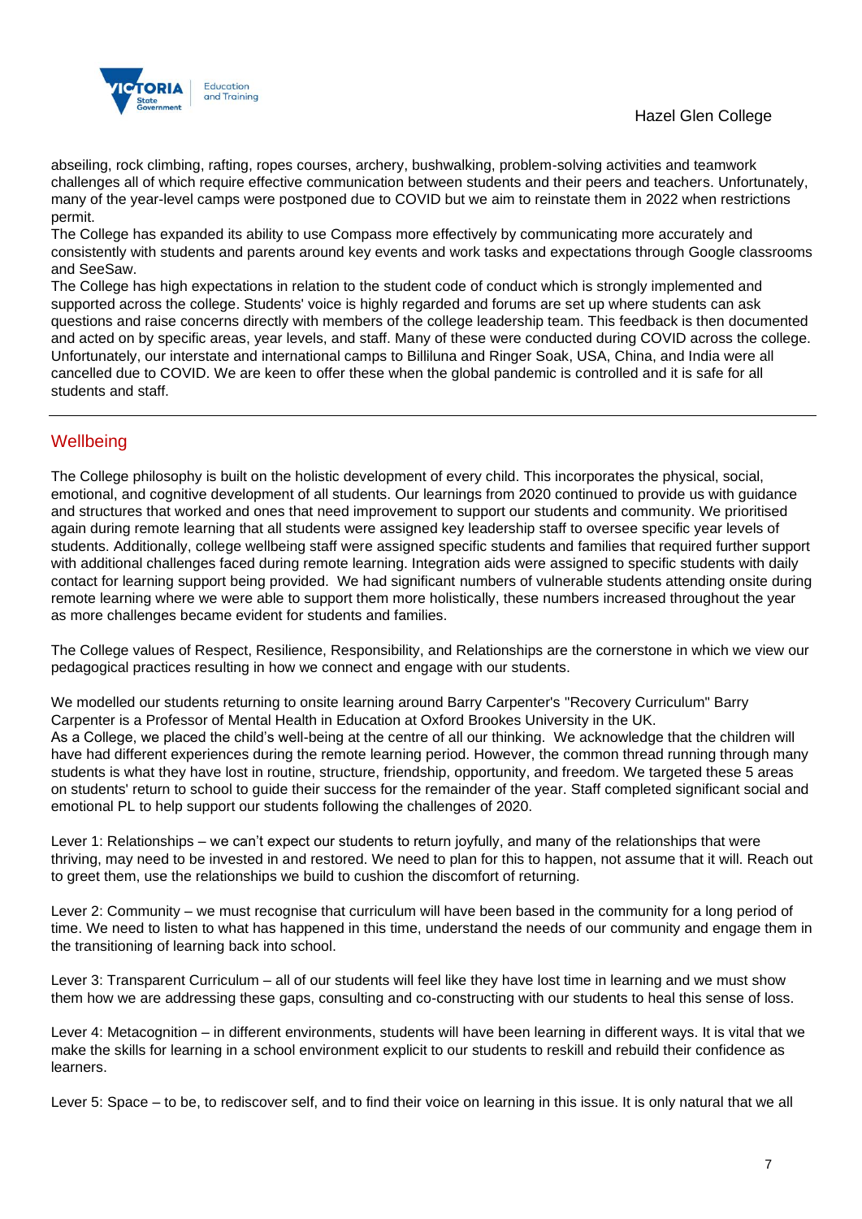abseiling, rock climbing, rafting, ropes courses, archery, bushwalking, problem-solving activities and teamwork challenges all of which require effective communication between students and their peers and teachers. Unfortunately, many of the year-level camps were postponed due to COVID but we aim to reinstate them in 2022 when restrictions permit.

The College has expanded its ability to use Compass more effectively by communicating more accurately and consistently with students and parents around key events and work tasks and expectations through Google classrooms and SeeSaw.

The College has high expectations in relation to the student code of conduct which is strongly implemented and supported across the college. Students' voice is highly regarded and forums are set up where students can ask questions and raise concerns directly with members of the college leadership team. This feedback is then documented and acted on by specific areas, year levels, and staff. Many of these were conducted during COVID across the college. Unfortunately, our interstate and international camps to Billiluna and Ringer Soak, USA, China, and India were all cancelled due to COVID. We are keen to offer these when the global pandemic is controlled and it is safe for all students and staff.

## Wellbeing

The College philosophy is built on the holistic development of every child. This incorporates the physical, social, emotional, and cognitive development of all students. Our learnings from 2020 continued to provide us with guidance and structures that worked and ones that need improvement to support our students and community. We prioritised again during remote learning that all students were assigned key leadership staff to oversee specific year levels of students. Additionally, college wellbeing staff were assigned specific students and families that required further support with additional challenges faced during remote learning. Integration aids were assigned to specific students with daily contact for learning support being provided. We had significant numbers of vulnerable students attending onsite during remote learning where we were able to support them more holistically, these numbers increased throughout the year as more challenges became evident for students and families.

The College values of Respect, Resilience, Responsibility, and Relationships are the cornerstone in which we view our pedagogical practices resulting in how we connect and engage with our students.

We modelled our students returning to onsite learning around Barry Carpenter's "Recovery Curriculum" Barry Carpenter is a Professor of Mental Health in Education at Oxford Brookes University in the UK.
As a College, we placed the child's well-being at the centre of all our thinking. We acknowledge that the children will have had different experiences during the remote learning period. However, the common thread running through many students is what they have lost in routine, structure, friendship, opportunity, and freedom. We targeted these 5 areas on students' return to school to guide their success for the remainder of the year. Staff completed significant social and emotional PL to help support our students following the challenges of 2020.

Lever 1: Relationships – we can't expect our students to return joyfully, and many of the relationships that were thriving, may need to be invested in and restored. We need to plan for this to happen, not assume that it will. Reach out to greet them, use the relationships we build to cushion the discomfort of returning.

Lever 2: Community – we must recognise that curriculum will have been based in the community for a long period of time. We need to listen to what has happened in this time, understand the needs of our community and engage them in the transitioning of learning back into school.

Lever 3: Transparent Curriculum – all of our students will feel like they have lost time in learning and we must show them how we are addressing these gaps, consulting and co-constructing with our students to heal this sense of loss.

Lever 4: Metacognition – in different environments, students will have been learning in different ways. It is vital that we make the skills for learning in a school environment explicit to our students to reskill and rebuild their confidence as learners.

Lever 5: Space – to be, to rediscover self, and to find their voice on learning in this issue. It is only natural that we all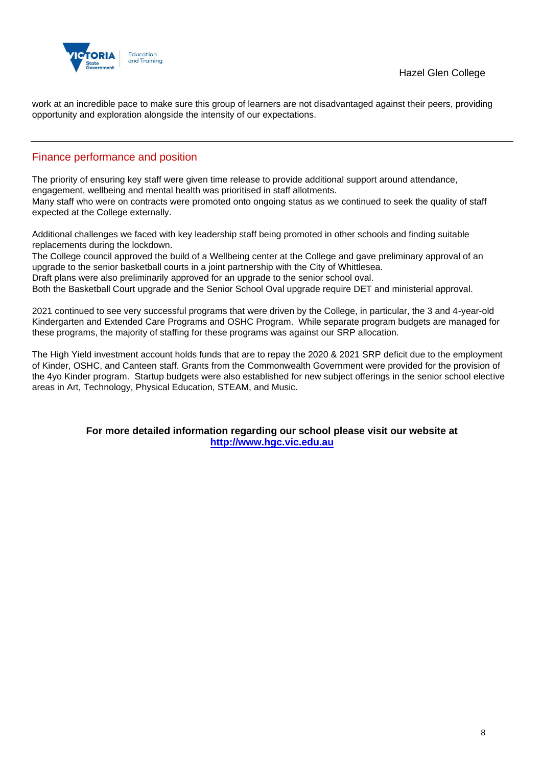work at an incredible pace to make sure this group of learners are not disadvantaged against their peers, providing opportunity and exploration alongside the intensity of our expectations.

## Finance performance and position

The priority of ensuring key staff were given time release to provide additional support around attendance, engagement, wellbeing and mental health was prioritised in staff allotments.
Many staff who were on contracts were promoted onto ongoing status as we continued to seek the quality of staff expected at the College externally.

Additional challenges we faced with key leadership staff being promoted in other schools and finding suitable replacements during the lockdown.
The College council approved the build of a Wellbeing center at the College and gave preliminary approval of an upgrade to the senior basketball courts in a joint partnership with the City of Whittlesea.
Draft plans were also preliminarily approved for an upgrade to the senior school oval.
Both the Basketball Court upgrade and the Senior School Oval upgrade require DET and ministerial approval.

2021 continued to see very successful programs that were driven by the College, in particular, the 3 and 4-year-old Kindergarten and Extended Care Programs and OSHC Program. While separate program budgets are managed for these programs, the majority of staffing for these programs was against our SRP allocation.

The High Yield investment account holds funds that are to repay the 2020 & 2021 SRP deficit due to the employment of Kinder, OSHC, and Canteen staff. Grants from the Commonwealth Government were provided for the provision of the 4yo Kinder program. Startup budgets were also established for new subject offerings in the senior school elective areas in Art, Technology, Physical Education, STEAM, and Music.

**For more detailed information regarding our school please visit our website at [http://www.hgc.vic.edu.au](http://www.hgc.vic.edu.au)**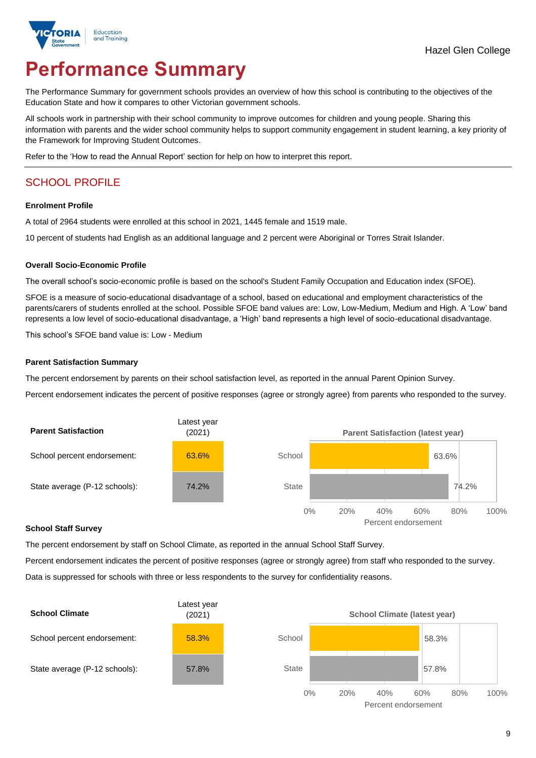Hazel Glen College

# Performance Summary

The Performance Summary for government schools provides an overview of how this school is contributing to the objectives of the Education State and how it compares to other Victorian government schools.

All schools work in partnership with their school community to improve outcomes for children and young people. Sharing this information with parents and the wider school community helps to support community engagement in student learning, a key priority of the Framework for Improving Student Outcomes.

Refer to the 'How to read the Annual Report' section for help on how to interpret this report.

## SCHOOL PROFILE

### Enrolment Profile

A total of 2964 students were enrolled at this school in 2021, 1445 female and 1519 male.

10 percent of students had English as an additional language and 2 percent were Aboriginal or Torres Strait Islander.

### Overall Socio-Economic Profile

The overall school's socio-economic profile is based on the school's Student Family Occupation and Education index (SFOE).

SFOE is a measure of socio-educational disadvantage of a school, based on educational and employment characteristics of the parents/carers of students enrolled at the school. Possible SFOE band values are: Low, Low-Medium, Medium and High. A 'Low' band represents a low level of socio-educational disadvantage, a 'High' band represents a high level of socio-educational disadvantage.

This school's SFOE band value is: Low - Medium

### Parent Satisfaction Summary

The percent endorsement by parents on their school satisfaction level, as reported in the annual Parent Opinion Survey.

Percent endorsement indicates the percent of positive responses (agree or strongly agree) from parents who responded to the survey.

| Parent Satisfaction | Latest year (2021) |
|---|---|
| School percent endorsement: | 63.6% |
| State average (P-12 schools): | 74.2% |

### School Staff Survey

The percent endorsement by staff on School Climate, as reported in the annual School Staff Survey.

Percent endorsement indicates the percent of positive responses (agree or strongly agree) from staff who responded to the survey.

Data is suppressed for schools with three or less respondents to the survey for confidentiality reasons.

| School Climate | Latest year (2021) |
|---|---|
| School percent endorsement: | 58.3% |
| State average (P-12 schools): | 57.8% |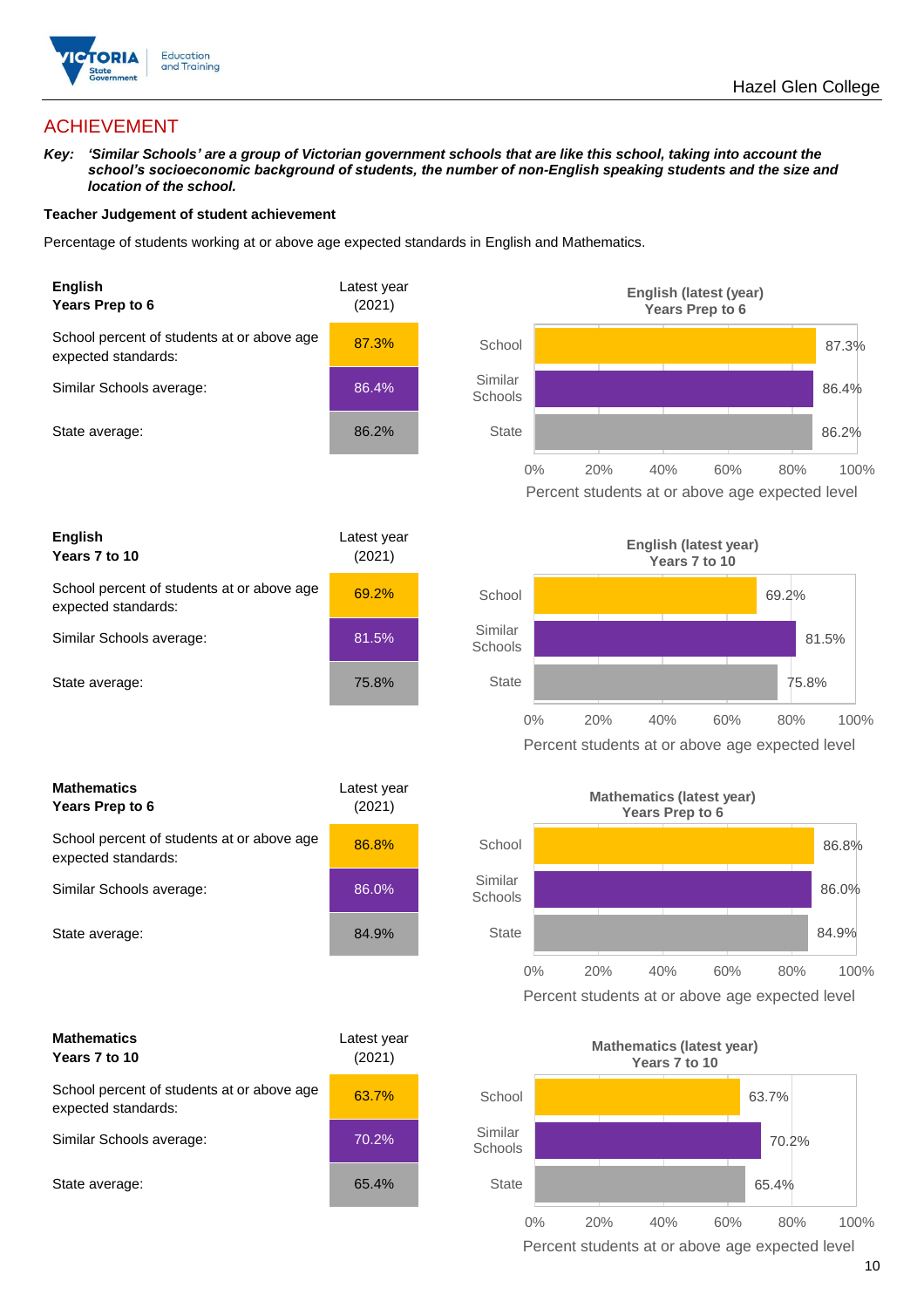## ACHIEVEMENT

***Key:*** ***'Similar Schools' are a group of Victorian government schools that are like this school, taking into account the school's socioeconomic background of students, the number of non-English speaking students and the size and location of the school.***

**Teacher Judgement of student achievement**

Percentage of students working at or above age expected standards in English and Mathematics.

| **English Years Prep to 6** | Latest year (2021) |
| --- | --- |
| School percent of students at or above age expected standards: | 87.3% |
| Similar Schools average: | 86.4% |
| State average: | 86.2% |

**English (latest (year) Years Prep to 6**

| | Percent students at or above age expected level |
| --- | --- |
| School | 87.3% |
| Similar Schools | 86.4% |
| State | 86.2% |

| **English Years 7 to 10** | Latest year (2021) |
| --- | --- |
| School percent of students at or above age expected standards: | 69.2% |
| Similar Schools average: | 81.5% |
| State average: | 75.8% |

**English (latest year) Years 7 to 10**

| | Percent students at or above age expected level |
| --- | --- |
| School | 69.2% |
| Similar Schools | 81.5% |
| State | 75.8% |

| **Mathematics Years Prep to 6** | Latest year (2021) |
| --- | --- |
| School percent of students at or above age expected standards: | 86.8% |
| Similar Schools average: | 86.0% |
| State average: | 84.9% |

**Mathematics (latest year) Years Prep to 6**

| | Percent students at or above age expected level |
| --- | --- |
| School | 86.8% |
| Similar Schools | 86.0% |
| State | 84.9% |

| **Mathematics Years 7 to 10** | Latest year (2021) |
| --- | --- |
| School percent of students at or above age expected standards: | 63.7% |
| Similar Schools average: | 70.2% |
| State average: | 65.4% |

**Mathematics (latest year) Years 7 to 10**

| | Percent students at or above age expected level |
| --- | --- |
| School | 63.7% |
| Similar Schools | 70.2% |
| State | 65.4% |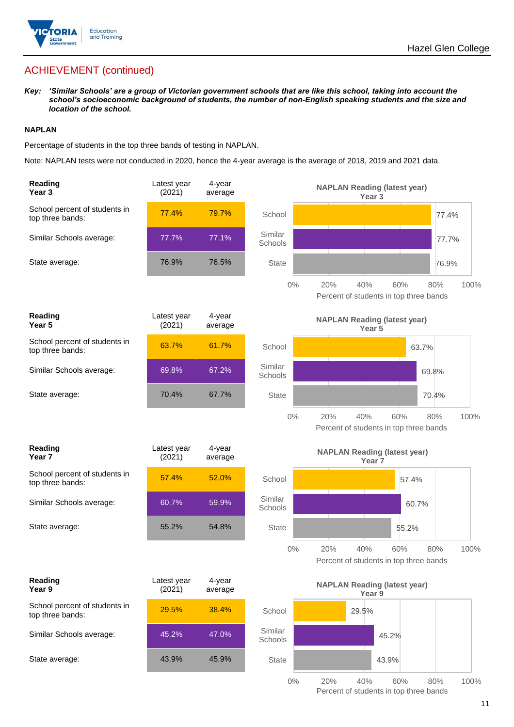Hazel Glen College

## ACHIEVEMENT (continued)

***Key:*** ***'Similar Schools' are a group of Victorian government schools that are like this school, taking into account the school's socioeconomic background of students, the number of non-English speaking students and the size and location of the school.***

### NAPLAN

Percentage of students in the top three bands of testing in NAPLAN.

Note: NAPLAN tests were not conducted in 2020, hence the 4-year average is the average of 2018, 2019 and 2021 data.

| **Reading Year 3** | Latest year (2021) | 4-year average |
|---|---|---|
| School percent of students in top three bands: | 77.4% | 79.7% |
| Similar Schools average: | 77.7% | 77.1% |
| State average: | 76.9% | 76.5% |

**NAPLAN Reading (latest year) Year 3**

| | Percent of students in top three bands |
|---|---|
| School | 77.4% |
| Similar Schools | 77.7% |
| State | 76.9% |

| **Reading Year 5** | Latest year (2021) | 4-year average |
|---|---|---|
| School percent of students in top three bands: | 63.7% | 61.7% |
| Similar Schools average: | 69.8% | 67.2% |
| State average: | 70.4% | 67.7% |

**NAPLAN Reading (latest year) Year 5**

| | Percent of students in top three bands |
|---|---|
| School | 63.7% |
| Similar Schools | 69.8% |
| State | 70.4% |

| **Reading Year 7** | Latest year (2021) | 4-year average |
|---|---|---|
| School percent of students in top three bands: | 57.4% | 52.0% |
| Similar Schools average: | 60.7% | 59.9% |
| State average: | 55.2% | 54.8% |

**NAPLAN Reading (latest year) Year 7**

| | Percent of students in top three bands |
|---|---|
| School | 57.4% |
| Similar Schools | 60.7% |
| State | 55.2% |

| **Reading Year 9** | Latest year (2021) | 4-year average |
|---|---|---|
| School percent of students in top three bands: | 29.5% | 38.4% |
| Similar Schools average: | 45.2% | 47.0% |
| State average: | 43.9% | 45.9% |

**NAPLAN Reading (latest year) Year 9**

| | Percent of students in top three bands |
|---|---|
| School | 29.5% |
| Similar Schools | 45.2% |
| State | 43.9% |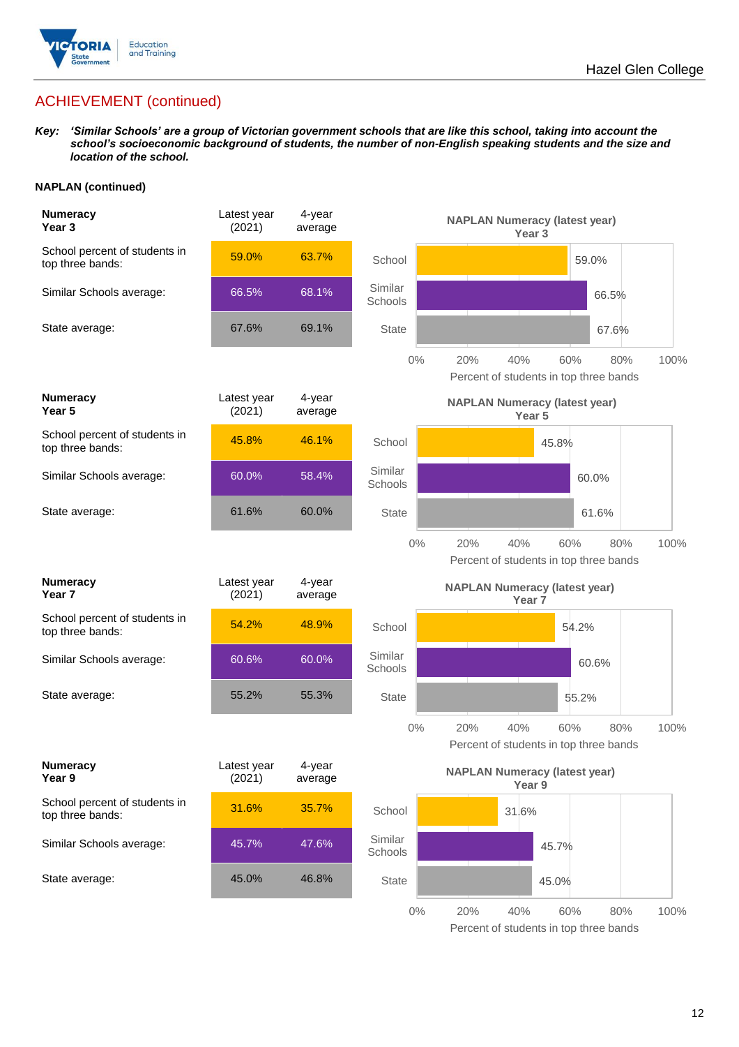## ACHIEVEMENT (continued)

***Key:*** ***'Similar Schools' are a group of Victorian government schools that are like this school, taking into account the school's socioeconomic background of students, the number of non-English speaking students and the size and location of the school.***

**NAPLAN (continued)**

| **Numeracy Year 3** | Latest year (2021) | 4-year average |
|---|---|---|
| School percent of students in top three bands: | 59.0% | 63.7% |
| Similar Schools average: | 66.5% | 68.1% |
| State average: | 67.6% | 69.1% |

**NAPLAN Numeracy (latest year) Year 3**

| | Percent of students in top three bands |
|---|---|
| School | 59.0% |
| Similar Schools | 66.5% |
| State | 67.6% |

| **Numeracy Year 5** | Latest year (2021) | 4-year average |
|---|---|---|
| School percent of students in top three bands: | 45.8% | 46.1% |
| Similar Schools average: | 60.0% | 58.4% |
| State average: | 61.6% | 60.0% |

**NAPLAN Numeracy (latest year) Year 5**

| | Percent of students in top three bands |
|---|---|
| School | 45.8% |
| Similar Schools | 60.0% |
| State | 61.6% |

| **Numeracy Year 7** | Latest year (2021) | 4-year average |
|---|---|---|
| School percent of students in top three bands: | 54.2% | 48.9% |
| Similar Schools average: | 60.6% | 60.0% |
| State average: | 55.2% | 55.3% |

**NAPLAN Numeracy (latest year) Year 7**

| | Percent of students in top three bands |
|---|---|
| School | 54.2% |
| Similar Schools | 60.6% |
| State | 55.2% |

| **Numeracy Year 9** | Latest year (2021) | 4-year average |
|---|---|---|
| School percent of students in top three bands: | 31.6% | 35.7% |
| Similar Schools average: | 45.7% | 47.6% |
| State average: | 45.0% | 46.8% |

**NAPLAN Numeracy (latest year) Year 9**

| | Percent of students in top three bands |
|---|---|
| School | 31.6% |
| Similar Schools | 45.7% |
| State | 45.0% |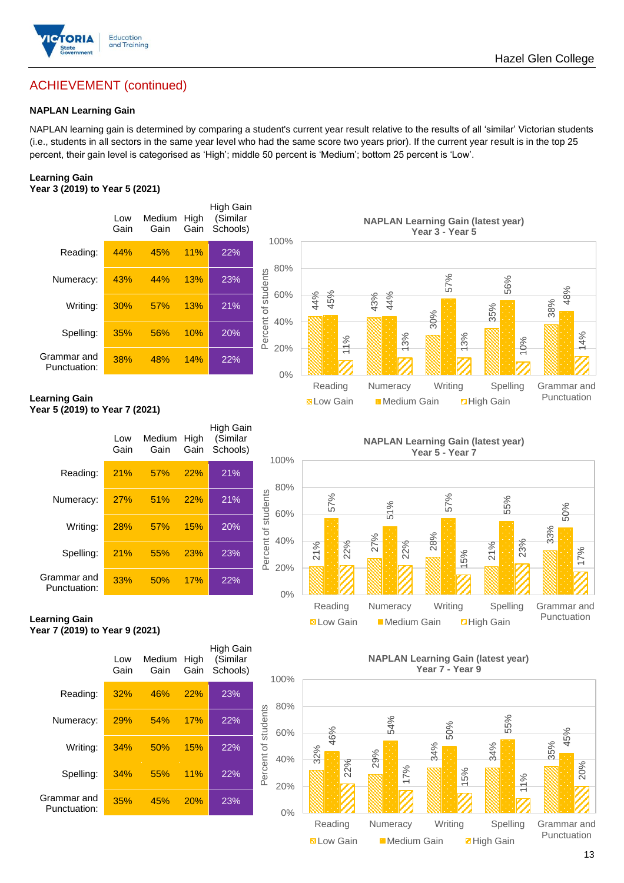## ACHIEVEMENT (continued)

### NAPLAN Learning Gain

NAPLAN learning gain is determined by comparing a student's current year result relative to the results of all 'similar' Victorian students (i.e., students in all sectors in the same year level who had the same score two years prior). If the current year result is in the top 25 percent, their gain level is categorised as 'High'; middle 50 percent is 'Medium'; bottom 25 percent is 'Low'.

**Learning Gain**
**Year 3 (2019) to Year 5 (2021)**

| | Low Gain | Medium Gain | High Gain | High Gain (Similar Schools) |
|---|---|---|---|---|
| Reading: | 44% | 45% | 11% | 22% |
| Numeracy: | 43% | 44% | 13% | 23% |
| Writing: | 30% | 57% | 13% | 21% |
| Spelling: | 35% | 56% | 10% | 20% |
| Grammar and Punctuation: | 38% | 48% | 14% | 22% |

**NAPLAN Learning Gain (latest year)**
**Year 3 - Year 5**

| | Low Gain | Medium Gain | High Gain |
|---|---|---|---|
| Reading | 44% | 45% | 11% |
| Numeracy | 43% | 44% | 13% |
| Writing | 30% | 57% | 13% |
| Spelling | 35% | 56% | 10% |
| Grammar and Punctuation | 38% | 48% | 14% |

**Learning Gain**
**Year 5 (2019) to Year 7 (2021)**

| | Low Gain | Medium Gain | High Gain | High Gain (Similar Schools) |
|---|---|---|---|---|
| Reading: | 21% | 57% | 22% | 21% |
| Numeracy: | 27% | 51% | 22% | 21% |
| Writing: | 28% | 57% | 15% | 20% |
| Spelling: | 21% | 55% | 23% | 23% |
| Grammar and Punctuation: | 33% | 50% | 17% | 22% |

**NAPLAN Learning Gain (latest year)**
**Year 5 - Year 7**

| | Low Gain | Medium Gain | High Gain |
|---|---|---|---|
| Reading | 21% | 57% | 22% |
| Numeracy | 27% | 51% | 22% |
| Writing | 28% | 57% | 15% |
| Spelling | 21% | 55% | 23% |
| Grammar and Punctuation | 33% | 50% | 17% |

**Learning Gain**
**Year 7 (2019) to Year 9 (2021)**

| | Low Gain | Medium Gain | High Gain | High Gain (Similar Schools) |
|---|---|---|---|---|
| Reading: | 32% | 46% | 22% | 23% |
| Numeracy: | 29% | 54% | 17% | 22% |
| Writing: | 34% | 50% | 15% | 22% |
| Spelling: | 34% | 55% | 11% | 22% |
| Grammar and Punctuation: | 35% | 45% | 20% | 23% |

**NAPLAN Learning Gain (latest year)**
**Year 7 - Year 9**

| | Low Gain | Medium Gain | High Gain |
|---|---|---|---|
| Reading | 32% | 46% | 22% |
| Numeracy | 29% | 54% | 17% |
| Writing | 34% | 50% | 15% |
| Spelling | 34% | 55% | 11% |
| Grammar and Punctuation | 35% | 45% | 20% |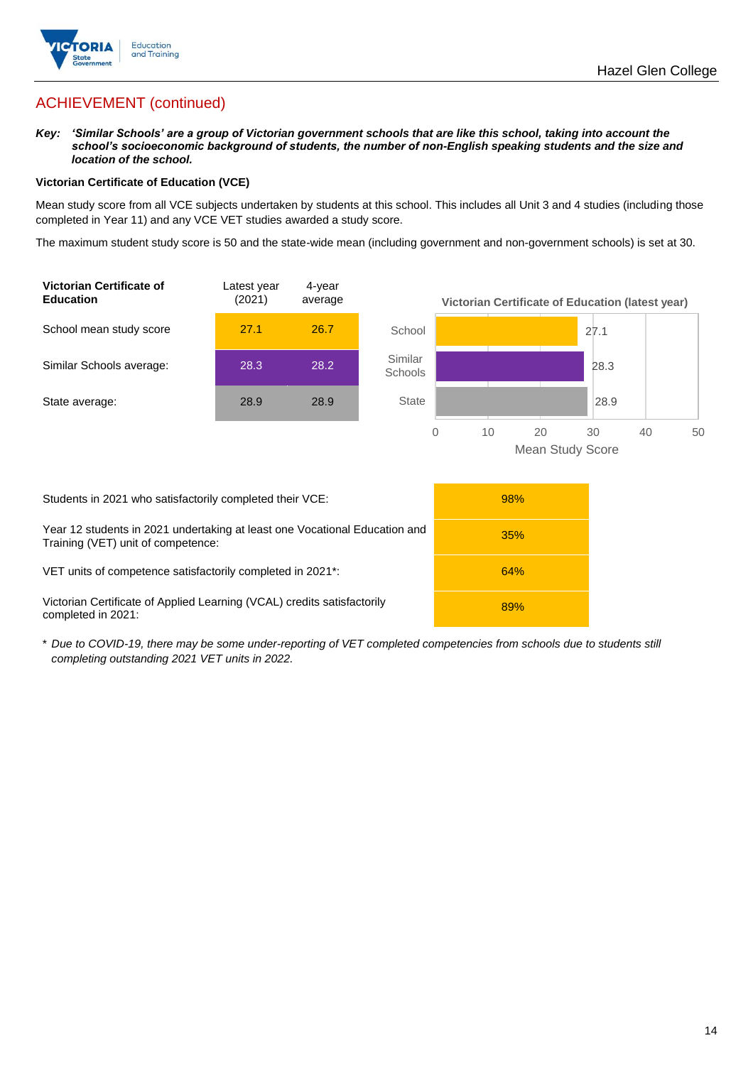## ACHIEVEMENT (continued)

***Key:* *'Similar Schools' are a group of Victorian government schools that are like this school, taking into account the school's socioeconomic background of students, the number of non-English speaking students and the size and location of the school.***

**Victorian Certificate of Education (VCE)**

Mean study score from all VCE subjects undertaken by students at this school. This includes all Unit 3 and 4 studies (including those completed in Year 11) and any VCE VET studies awarded a study score.

The maximum student study score is 50 and the state-wide mean (including government and non-government schools) is set at 30.

| Victorian Certificate of Education | Latest year (2021) | 4-year average |
|---|---|---|
| School mean study score | 27.1 | 26.7 |
| Similar Schools average: | 28.3 | 28.2 |
| State average: | 28.9 | 28.9 |

**Victorian Certificate of Education (latest year)**

| | Mean Study Score |
|---|---|
| School | 27.1 |
| Similar Schools | 28.3 |
| State | 28.9 |

| | |
|---|---|
| Students in 2021 who satisfactorily completed their VCE: | 98% |
| Year 12 students in 2021 undertaking at least one Vocational Education and Training (VET) unit of competence: | 35% |
| VET units of competence satisfactorily completed in 2021*: | 64% |
| Victorian Certificate of Applied Learning (VCAL) credits satisfactorily completed in 2021: | 89% |

\* *Due to COVID-19, there may be some under-reporting of VET completed competencies from schools due to students still completing outstanding 2021 VET units in 2022.*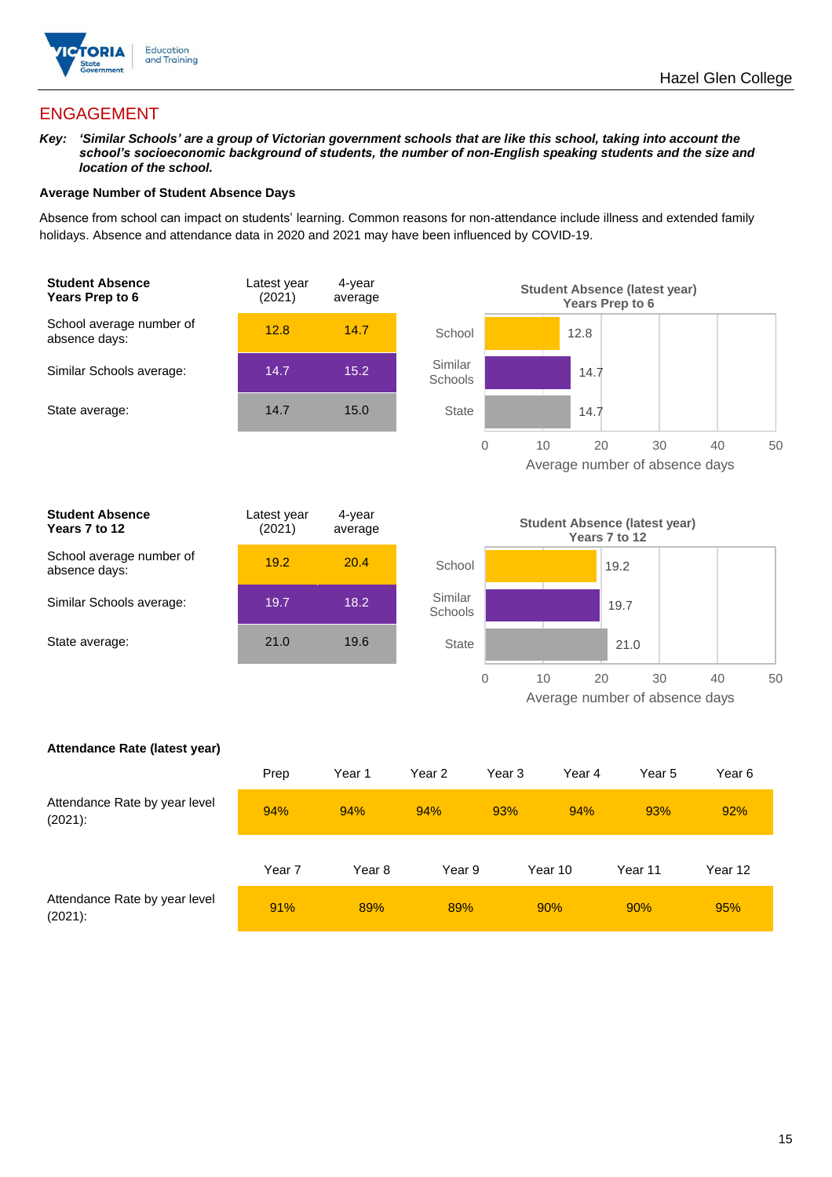## ENGAGEMENT

***Key:** 'Similar Schools' are a group of Victorian government schools that are like this school, taking into account the school's socioeconomic background of students, the number of non-English speaking students and the size and location of the school.*

**Average Number of Student Absence Days**

Absence from school can impact on students' learning. Common reasons for non-attendance include illness and extended family holidays. Absence and attendance data in 2020 and 2021 may have been influenced by COVID-19.

| **Student Absence Years Prep to 6** | Latest year (2021) | 4-year average |
|---|---|---|
| School average number of absence days: | 12.8 | 14.7 |
| Similar Schools average: | 14.7 | 15.2 |
| State average: | 14.7 | 15.0 |

**Student Absence (latest year) Years Prep to 6**

| | Average number of absence days |
|---|---|
| School | 12.8 |
| Similar Schools | 14.7 |
| State | 14.7 |

| **Student Absence Years 7 to 12** | Latest year (2021) | 4-year average |
|---|---|---|
| School average number of absence days: | 19.2 | 20.4 |
| Similar Schools average: | 19.7 | 18.2 |
| State average: | 21.0 | 19.6 |

**Student Absence (latest year) Years 7 to 12**

| | Average number of absence days |
|---|---|
| School | 19.2 |
| Similar Schools | 19.7 |
| State | 21.0 |

**Attendance Rate (latest year)**

| | Prep | Year 1 | Year 2 | Year 3 | Year 4 | Year 5 | Year 6 |
|---|---|---|---|---|---|---|---|
| Attendance Rate by year level (2021): | 94% | 94% | 94% | 93% | 94% | 93% | 92% |

| | Year 7 | Year 8 | Year 9 | Year 10 | Year 11 | Year 12 |
|---|---|---|---|---|---|---|
| Attendance Rate by year level (2021): | 91% | 89% | 89% | 90% | 90% | 95% |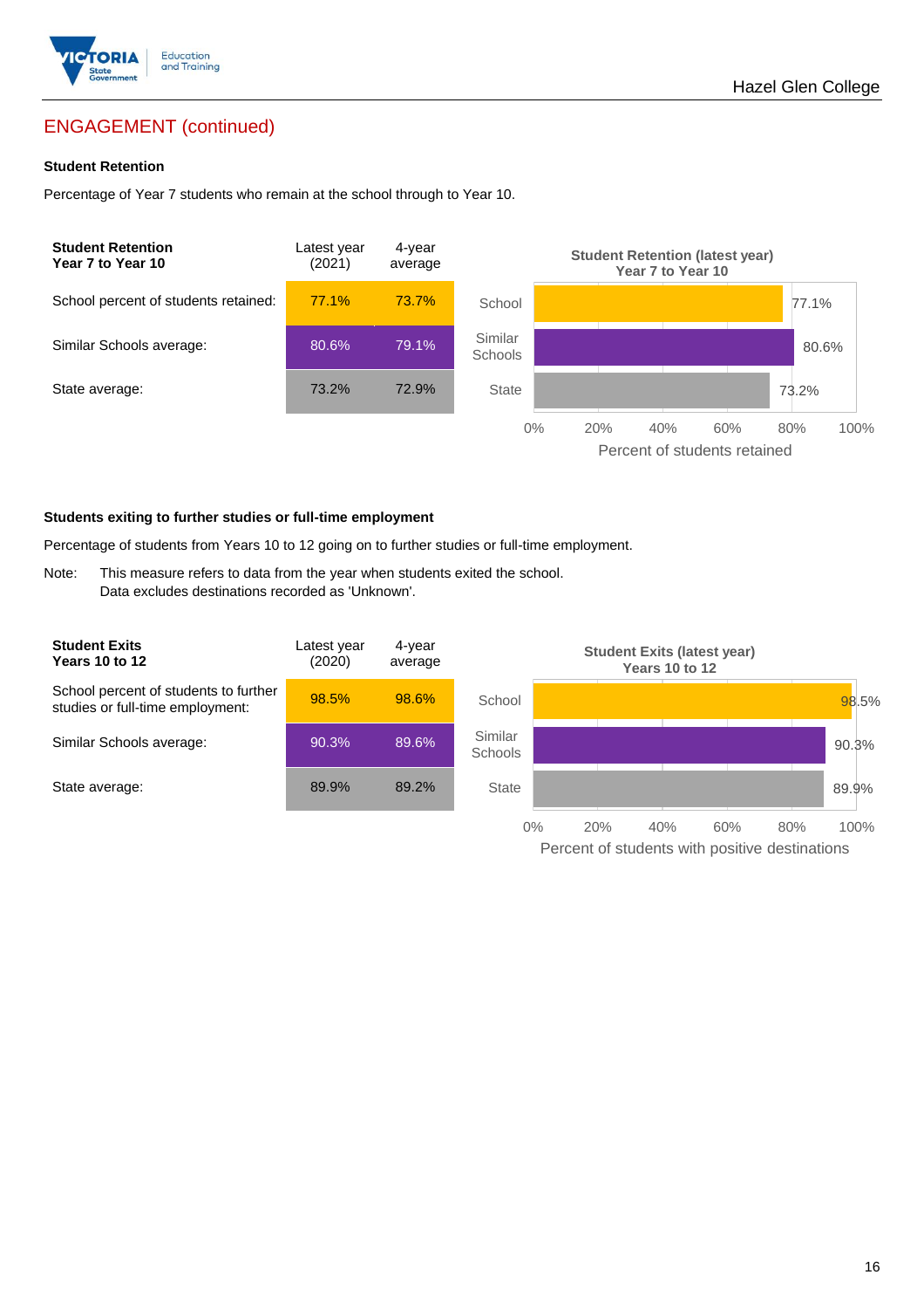## ENGAGEMENT (continued)

### Student Retention

Percentage of Year 7 students who remain at the school through to Year 10.

| Student Retention Year 7 to Year 10 | Latest year (2021) | 4-year average |
|---|---|---|
| School percent of students retained: | 77.1% | 73.7% |
| Similar Schools average: | 80.6% | 79.1% |
| State average: | 73.2% | 72.9% |

**Student Retention (latest year) Year 7 to Year 10**

| | Percent of students retained |
|---|---|
| School | 77.1% |
| Similar Schools | 80.6% |
| State | 73.2% |

### Students exiting to further studies or full-time employment

Percentage of students from Years 10 to 12 going on to further studies or full-time employment.

Note: This measure refers to data from the year when students exited the school. Data excludes destinations recorded as 'Unknown'.

| Student Exits Years 10 to 12 | Latest year (2020) | 4-year average |
|---|---|---|
| School percent of students to further studies or full-time employment: | 98.5% | 98.6% |
| Similar Schools average: | 90.3% | 89.6% |
| State average: | 89.9% | 89.2% |

**Student Exits (latest year) Years 10 to 12**

| | Percent of students with positive destinations |
|---|---|
| School | 98.5% |
| Similar Schools | 90.3% |
| State | 89.9% |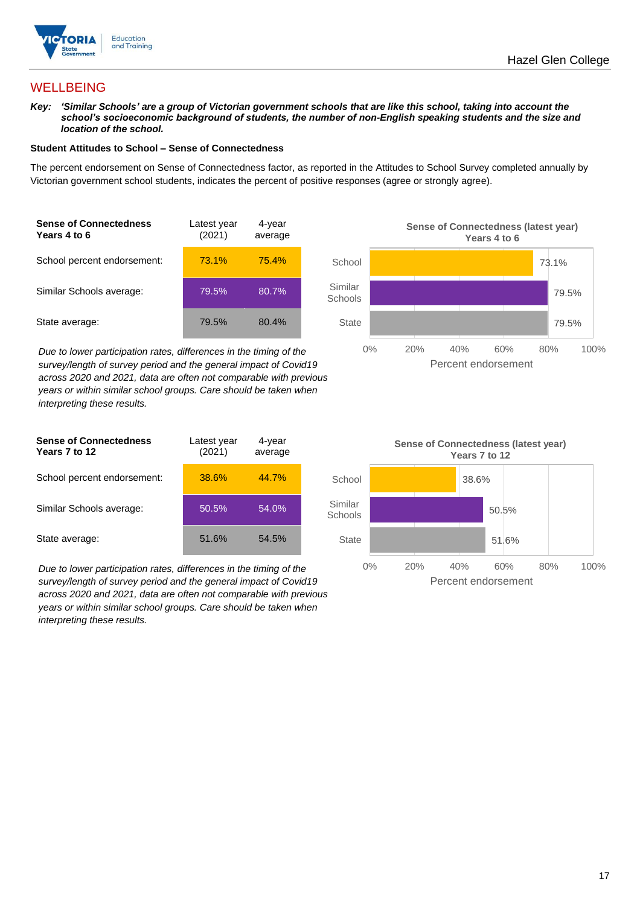## WELLBEING

**Key:** ***'Similar Schools' are a group of Victorian government schools that are like this school, taking into account the school's socioeconomic background of students, the number of non-English speaking students and the size and location of the school.***

### Student Attitudes to School – Sense of Connectedness

The percent endorsement on Sense of Connectedness factor, as reported in the Attitudes to School Survey completed annually by Victorian government school students, indicates the percent of positive responses (agree or strongly agree).

| **Sense of Connectedness Years 4 to 6** | Latest year (2021) | 4-year average |
|---|---|---|
| School percent endorsement: | 73.1% | 75.4% |
| Similar Schools average: | 79.5% | 80.7% |
| State average: | 79.5% | 80.4% |

*Due to lower participation rates, differences in the timing of the survey/length of survey period and the general impact of Covid19 across 2020 and 2021, data are often not comparable with previous years or within similar school groups. Care should be taken when interpreting these results.*

**Sense of Connectedness (latest year) Years 4 to 6**

| | Percent endorsement |
|---|---|
| School | 73.1% |
| Similar Schools | 79.5% |
| State | 79.5% |

| **Sense of Connectedness Years 7 to 12** | Latest year (2021) | 4-year average |
|---|---|---|
| School percent endorsement: | 38.6% | 44.7% |
| Similar Schools average: | 50.5% | 54.0% |
| State average: | 51.6% | 54.5% |

*Due to lower participation rates, differences in the timing of the survey/length of survey period and the general impact of Covid19 across 2020 and 2021, data are often not comparable with previous years or within similar school groups. Care should be taken when interpreting these results.*

**Sense of Connectedness (latest year) Years 7 to 12**

| | Percent endorsement |
|---|---|
| School | 38.6% |
| Similar Schools | 50.5% |
| State | 51.6% |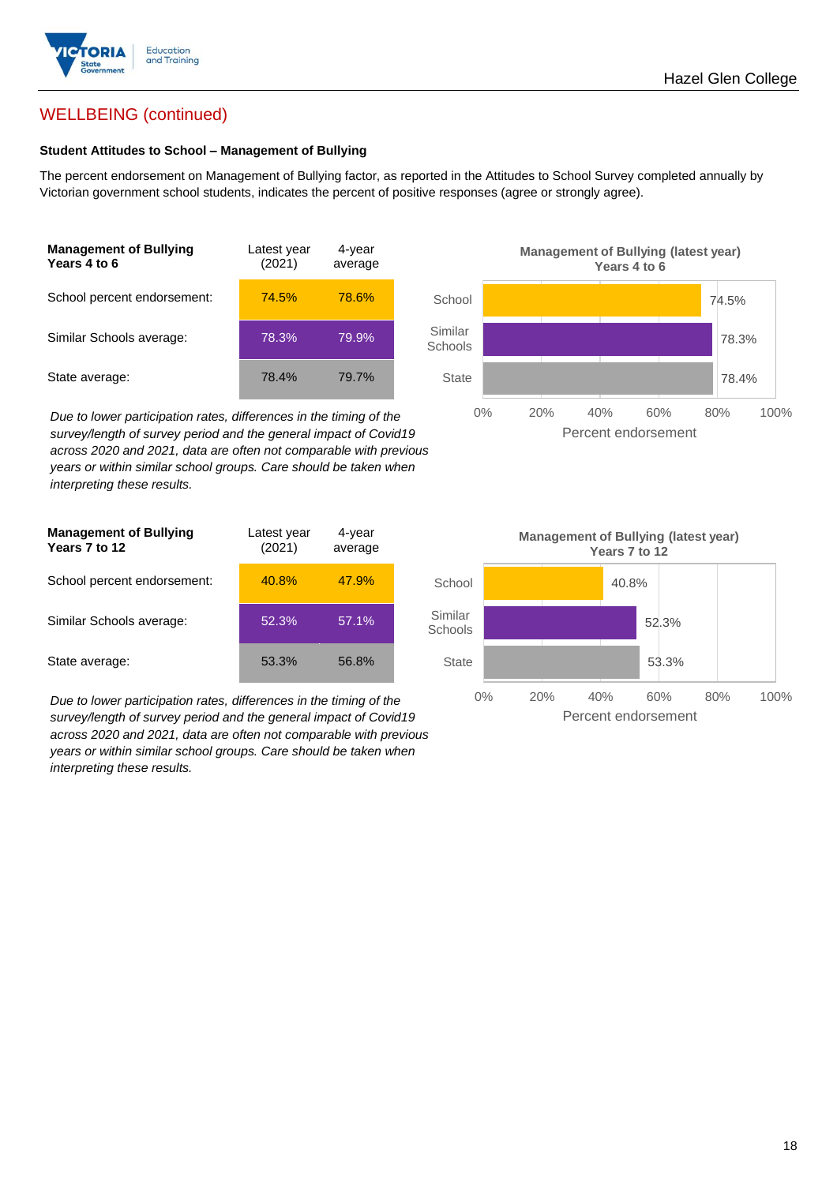## WELLBEING (continued)

### Student Attitudes to School – Management of Bullying

The percent endorsement on Management of Bullying factor, as reported in the Attitudes to School Survey completed annually by Victorian government school students, indicates the percent of positive responses (agree or strongly agree).

| Management of Bullying Years 4 to 6 | Latest year (2021) | 4-year average |
|---|---|---|
| School percent endorsement: | 74.5% | 78.6% |
| Similar Schools average: | 78.3% | 79.9% |
| State average: | 78.4% | 79.7% |

*Due to lower participation rates, differences in the timing of the survey/length of survey period and the general impact of Covid19 across 2020 and 2021, data are often not comparable with previous years or within similar school groups. Care should be taken when interpreting these results.*

**Management of Bullying (latest year) Years 4 to 6**

| | Percent endorsement |
|---|---|
| School | 74.5% |
| Similar Schools | 78.3% |
| State | 78.4% |

| Management of Bullying Years 7 to 12 | Latest year (2021) | 4-year average |
|---|---|---|
| School percent endorsement: | 40.8% | 47.9% |
| Similar Schools average: | 52.3% | 57.1% |
| State average: | 53.3% | 56.8% |

*Due to lower participation rates, differences in the timing of the survey/length of survey period and the general impact of Covid19 across 2020 and 2021, data are often not comparable with previous years or within similar school groups. Care should be taken when interpreting these results.*

**Management of Bullying (latest year) Years 7 to 12**

| | Percent endorsement |
|---|---|
| School | 40.8% |
| Similar Schools | 52.3% |
| State | 53.3% |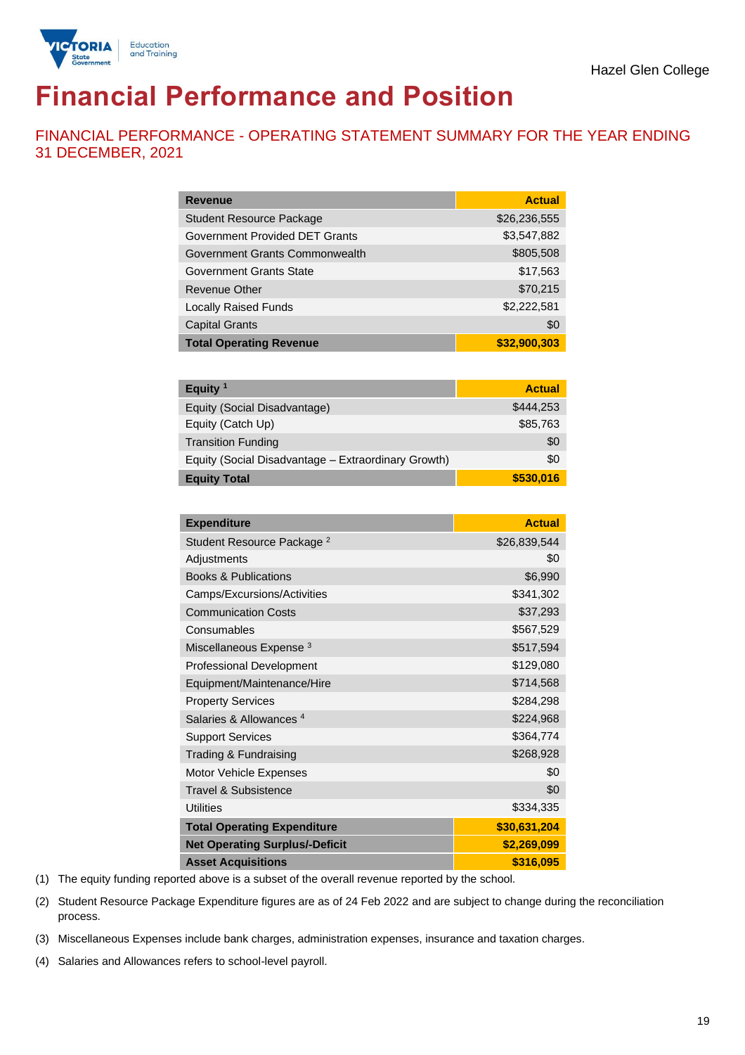Hazel Glen College

# Financial Performance and Position

## FINANCIAL PERFORMANCE - OPERATING STATEMENT SUMMARY FOR THE YEAR ENDING 31 DECEMBER, 2021

| Revenue | Actual |
|---|---|
| Student Resource Package | $26,236,555 |
| Government Provided DET Grants | $3,547,882 |
| Government Grants Commonwealth | $805,508 |
| Government Grants State | $17,563 |
| Revenue Other | $70,215 |
| Locally Raised Funds | $2,222,581 |
| Capital Grants | $0 |
| **Total Operating Revenue** | **$32,900,303** |

| Equity [1] | Actual |
|---|---|
| Equity (Social Disadvantage) | $444,253 |
| Equity (Catch Up) | $85,763 |
| Transition Funding | $0 |
| Equity (Social Disadvantage – Extraordinary Growth) | $0 |
| **Equity Total** | **$530,016** |

| Expenditure | Actual |
|---|---|
| Student Resource Package [2] | $26,839,544 |
| Adjustments | $0 |
| Books & Publications | $6,990 |
| Camps/Excursions/Activities | $341,302 |
| Communication Costs | $37,293 |
| Consumables | $567,529 |
| Miscellaneous Expense [3] | $517,594 |
| Professional Development | $129,080 |
| Equipment/Maintenance/Hire | $714,568 |
| Property Services | $284,298 |
| Salaries & Allowances [4] | $224,968 |
| Support Services | $364,774 |
| Trading & Fundraising | $268,928 |
| Motor Vehicle Expenses | $0 |
| Travel & Subsistence | $0 |
| Utilities | $334,335 |
| **Total Operating Expenditure** | **$30,631,204** |
| **Net Operating Surplus/-Deficit** | **$2,269,099** |
| **Asset Acquisitions** | **$316,095** |

(1) The equity funding reported above is a subset of the overall revenue reported by the school.

(2) Student Resource Package Expenditure figures are as of 24 Feb 2022 and are subject to change during the reconciliation process.

(3) Miscellaneous Expenses include bank charges, administration expenses, insurance and taxation charges.

(4) Salaries and Allowances refers to school-level payroll.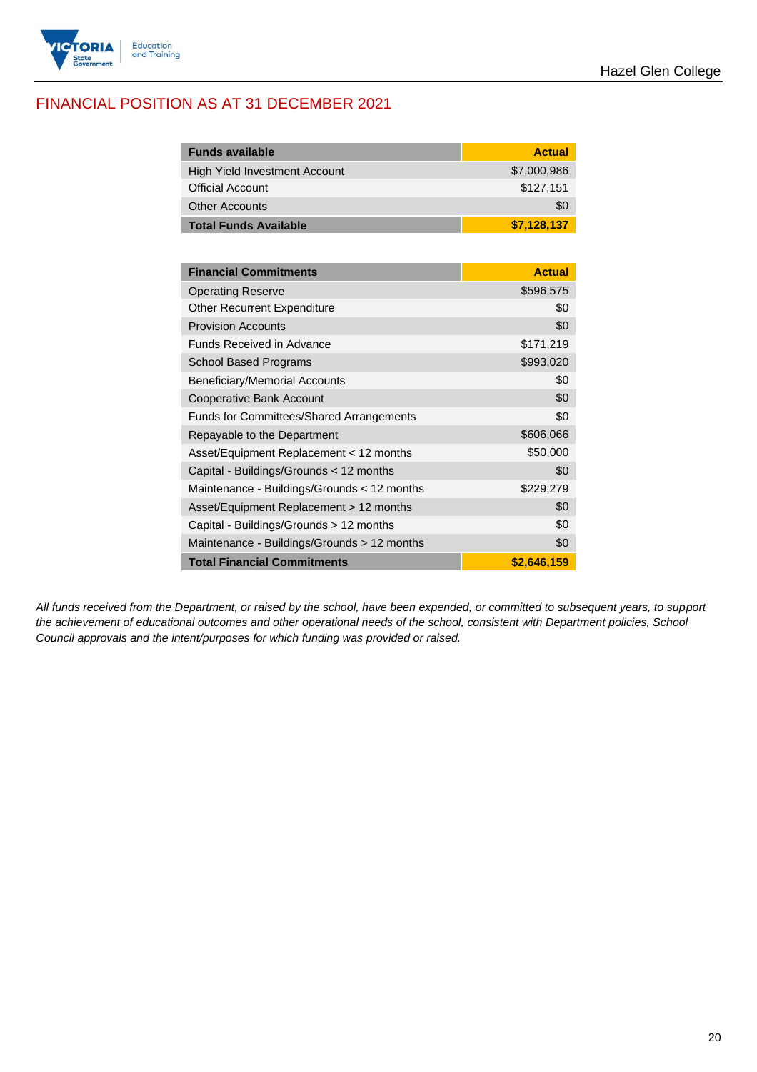# FINANCIAL POSITION AS AT 31 DECEMBER 2021

| Funds available | Actual |
|---|---|
| High Yield Investment Account | $7,000,986 |
| Official Account | $127,151 |
| Other Accounts | $0 |
| **Total Funds Available** | **$7,128,137** |

| Financial Commitments | Actual |
|---|---|
| Operating Reserve | $596,575 |
| Other Recurrent Expenditure | $0 |
| Provision Accounts | $0 |
| Funds Received in Advance | $171,219 |
| School Based Programs | $993,020 |
| Beneficiary/Memorial Accounts | $0 |
| Cooperative Bank Account | $0 |
| Funds for Committees/Shared Arrangements | $0 |
| Repayable to the Department | $606,066 |
| Asset/Equipment Replacement < 12 months | $50,000 |
| Capital - Buildings/Grounds < 12 months | $0 |
| Maintenance - Buildings/Grounds < 12 months | $229,279 |
| Asset/Equipment Replacement > 12 months | $0 |
| Capital - Buildings/Grounds > 12 months | $0 |
| Maintenance - Buildings/Grounds > 12 months | $0 |
| **Total Financial Commitments** | **$2,646,159** |

*All funds received from the Department, or raised by the school, have been expended, or committed to subsequent years, to support the achievement of educational outcomes and other operational needs of the school, consistent with Department policies, School Council approvals and the intent/purposes for which funding was provided or raised.*